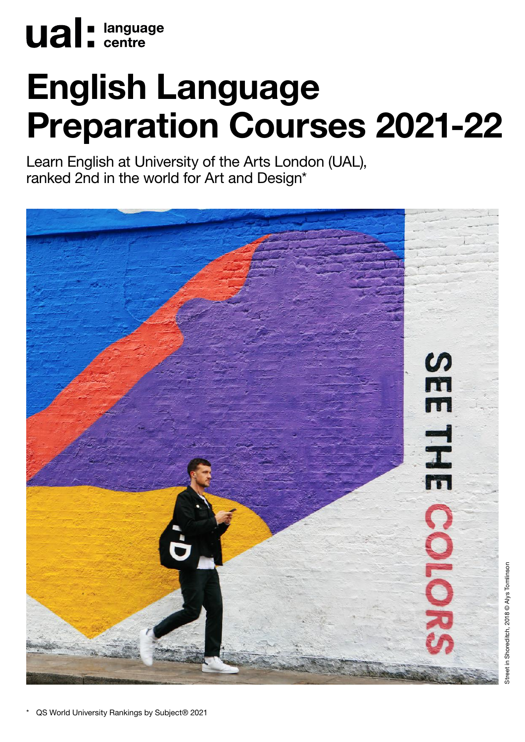ual: language centre

# English Language Preparation Courses 2021-22

Learn English at University of the Arts London (UAL), ranked 2nd in the world for Art and Design*

Street in Shoreditch, 2018 © Alys Tomlinson

\* QS World University Rankings by Subject® 2021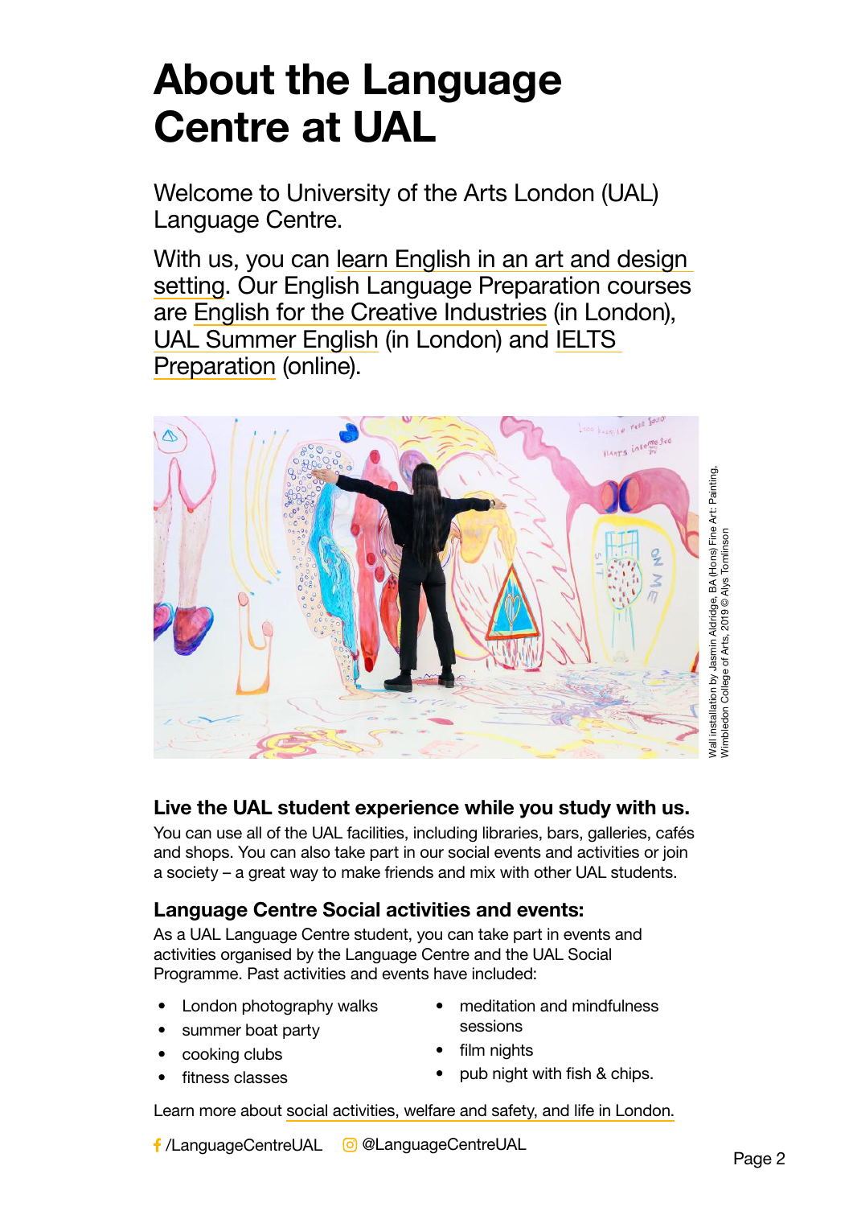# About the Language Centre at UAL

Welcome to University of the Arts London (UAL) Language Centre.

With us, you can learn English in an art and design setting. Our English Language Preparation courses are English for the Creative Industries (in London), UAL Summer English (in London) and IELTS Preparation (online).

Wall installation by Jasmin Aldridge, BA (Hons) Fine Art: Painting, Wimbledon College of Arts, 2019 © Alys Tomlinson

### Live the UAL student experience while you study with us.

You can use all of the UAL facilities, including libraries, bars, galleries, cafés and shops. You can also take part in our social events and activities or join a society – a great way to make friends and mix with other UAL students.

### Language Centre Social activities and events:

As a UAL Language Centre student, you can take part in events and activities organised by the Language Centre and the UAL Social Programme. Past activities and events have included:

- London photography walks
- summer boat party
- cooking clubs
- fitness classes
- meditation and mindfulness sessions
- film nights
- pub night with fish & chips.

Learn more about social activities, welfare and safety, and life in London.

/LanguageCentreUAL @LanguageCentreUAL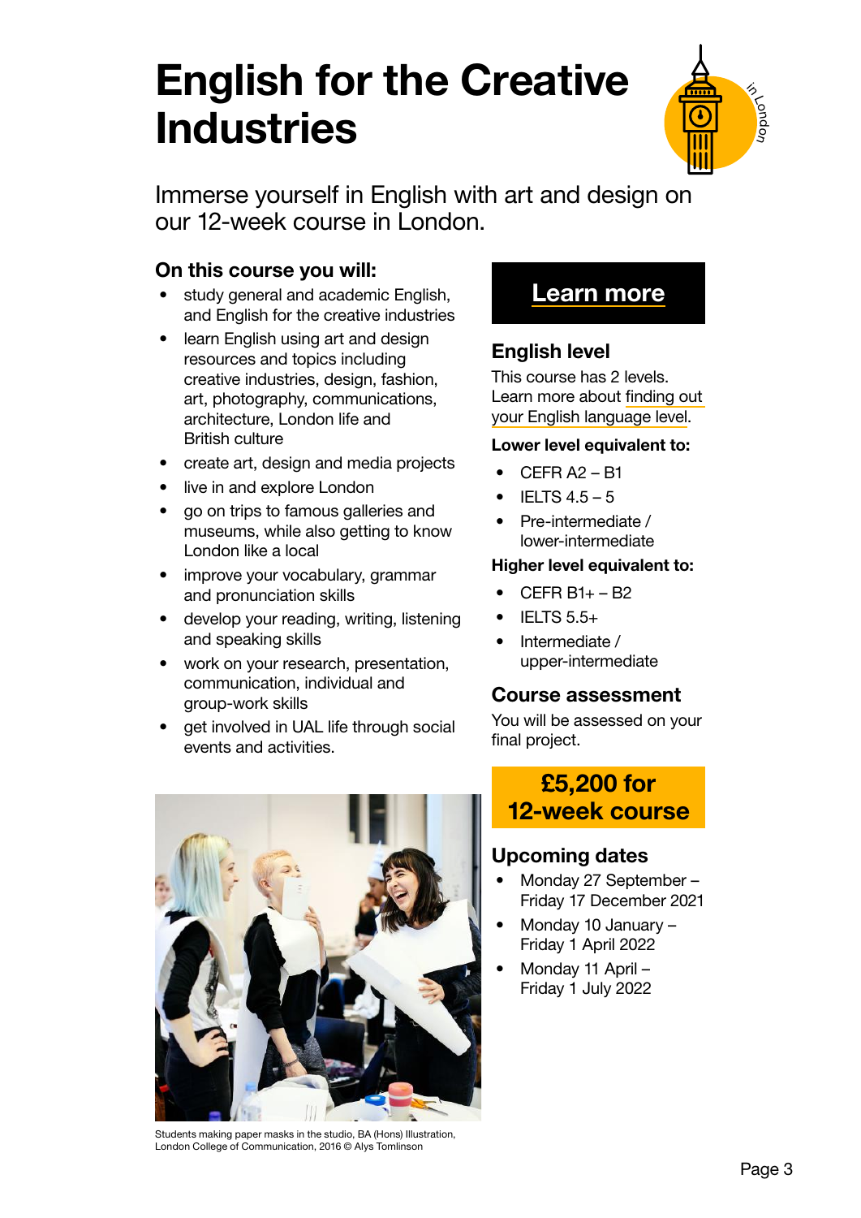# English for the Creative Industries

in London

Immerse yourself in English with art and design on our 12-week course in London.

## On this course you will:

- study general and academic English, and English for the creative industries
- learn English using art and design resources and topics including creative industries, design, fashion, art, photography, communications, architecture, London life and British culture
- create art, design and media projects
- live in and explore London
- go on trips to famous galleries and museums, while also getting to know London like a local
- improve your vocabulary, grammar and pronunciation skills
- develop your reading, writing, listening and speaking skills
- work on your research, presentation, communication, individual and group-work skills
- get involved in UAL life through social events and activities.

Students making paper masks in the studio, BA (Hons) Illustration, London College of Communication, 2016 © Alys Tomlinson

**Learn more**

## English level

This course has 2 levels. Learn more about finding out your English language level.

**Lower level equivalent to:**

- CEFR A2 – B1
- IELTS 4.5 – 5
- Pre-intermediate / lower-intermediate

**Higher level equivalent to:**

- CEFR B1+ – B2
- IELTS 5.5+
- Intermediate / upper-intermediate

## Course assessment

You will be assessed on your final project.

**£5,200 for 12-week course**

## Upcoming dates

- Monday 27 September – Friday 17 December 2021
- Monday 10 January – Friday 1 April 2022
- Monday 11 April – Friday 1 July 2022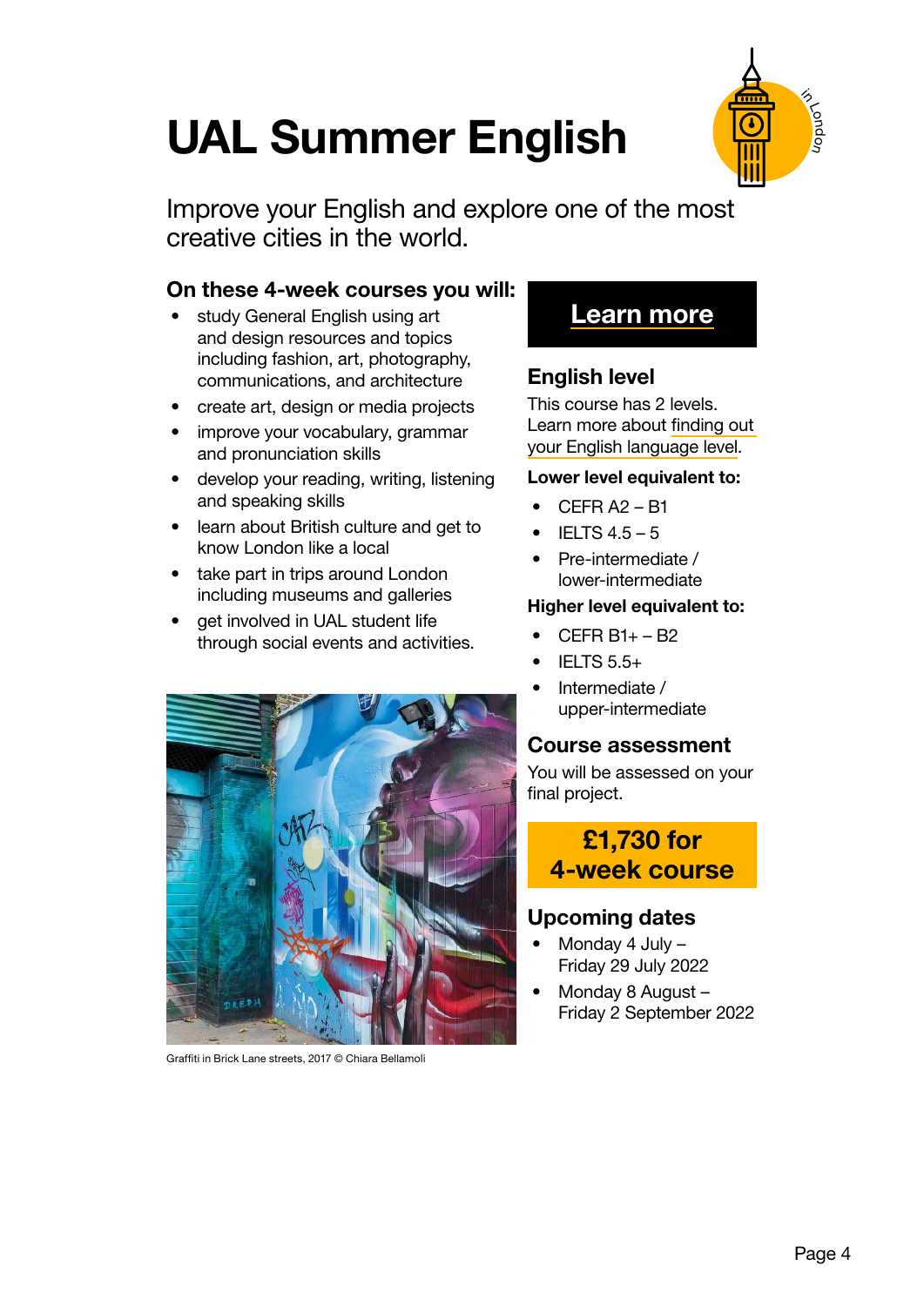# UAL Summer English

Improve your English and explore one of the most creative cities in the world.

### On these 4-week courses you will:

- study General English using art and design resources and topics including fashion, art, photography, communications, and architecture
- create art, design or media projects
- improve your vocabulary, grammar and pronunciation skills
- develop your reading, writing, listening and speaking skills
- learn about British culture and get to know London like a local
- take part in trips around London including museums and galleries
- get involved in UAL student life through social events and activities.

Graffiti in Brick Lane streets, 2017 © Chiara Bellamoli

**Learn more**

### English level

This course has 2 levels. Learn more about finding out your English language level.

**Lower level equivalent to:**

- CEFR A2 – B1
- IELTS 4.5 – 5
- Pre-intermediate / lower-intermediate

**Higher level equivalent to:**

- CEFR B1+ – B2
- IELTS 5.5+
- Intermediate / upper-intermediate

### Course assessment

You will be assessed on your final project.

**£1,730 for 4-week course**

### Upcoming dates

- Monday 4 July – Friday 29 July 2022
- Monday 8 August – Friday 2 September 2022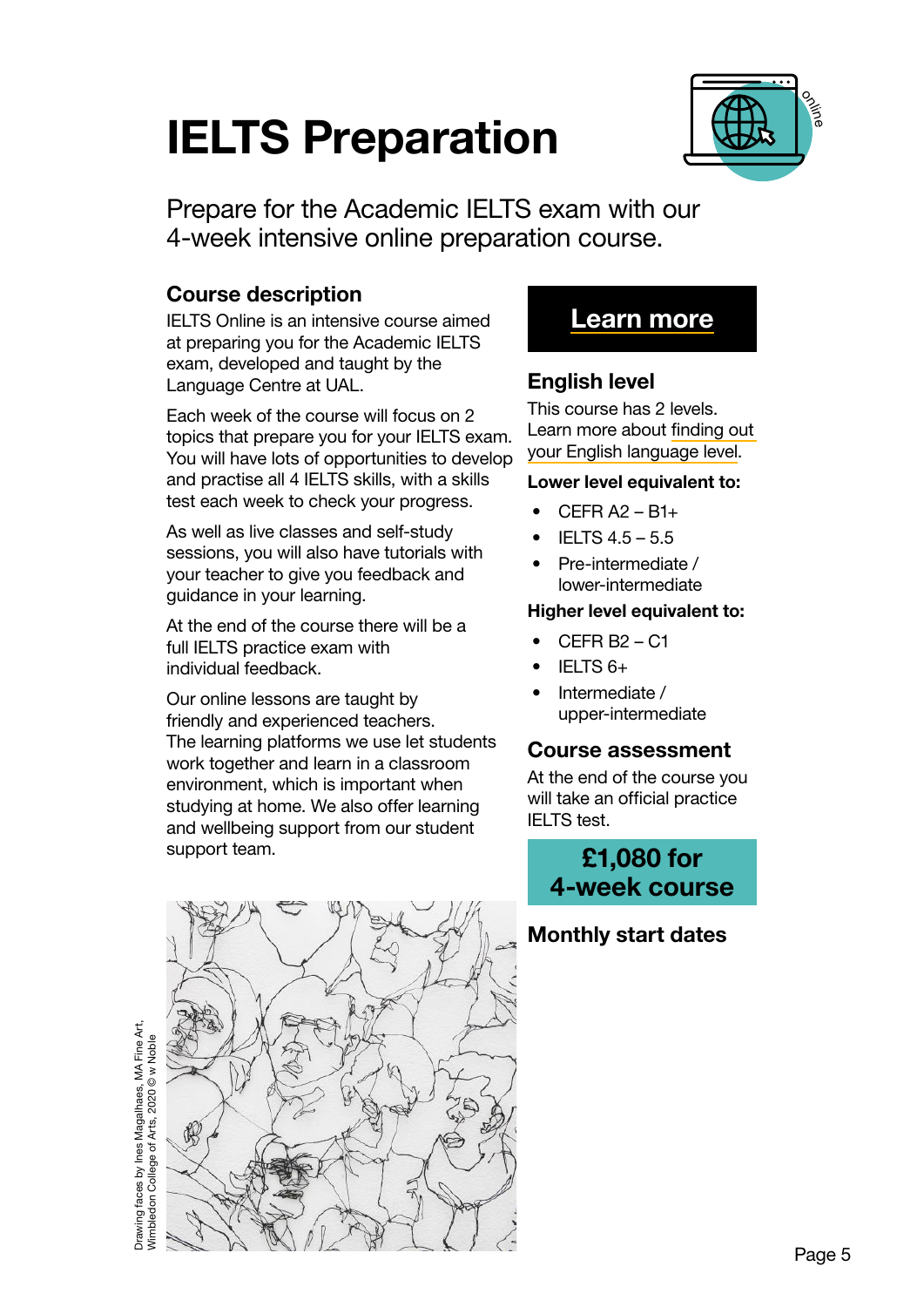# IELTS Preparation

Prepare for the Academic IELTS exam with our 4-week intensive online preparation course.

## Course description

IELTS Online is an intensive course aimed at preparing you for the Academic IELTS exam, developed and taught by the Language Centre at UAL.

Each week of the course will focus on 2 topics that prepare you for your IELTS exam. You will have lots of opportunities to develop and practise all 4 IELTS skills, with a skills test each week to check your progress.

As well as live classes and self-study sessions, you will also have tutorials with your teacher to give you feedback and guidance in your learning.

At the end of the course there will be a full IELTS practice exam with individual feedback.

Our online lessons are taught by friendly and experienced teachers. The learning platforms we use let students work together and learn in a classroom environment, which is important when studying at home. We also offer learning and wellbeing support from our student support team.

Drawing faces by Ines Magalhaes, MA Fine Art, Wimbledon College of Arts, 2020 © w Noble

**Learn more**

## English level

This course has 2 levels. Learn more about finding out your English language level.

**Lower level equivalent to:**

- CEFR A2 – B1+
- IELTS 4.5 – 5.5
- Pre-intermediate / lower-intermediate

**Higher level equivalent to:**

- CEFR B2 – C1
- IELTS 6+
- Intermediate / upper-intermediate

## Course assessment

At the end of the course you will take an official practice IELTS test.

**£1,080 for 4-week course**

**Monthly start dates**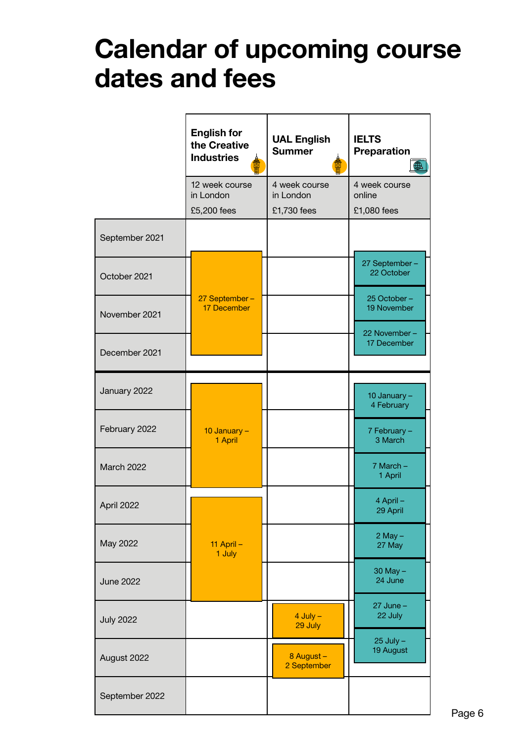# Calendar of upcoming course dates and fees

| | English for the Creative Industries | UAL English Summer | IELTS Preparation |
|---|---|---|---|
| | 12 week course in London<br>£5,200 fees | 4 week course in London<br>£1,730 fees | 4 week course online<br>£1,080 fees |
| September 2021 | | | |
| October 2021 | 27 September – 17 December | | 27 September – 22 October |
| November 2021 | | | 25 October – 19 November |
| December 2021 | | | 22 November – 17 December |
| January 2022 | 10 January – 1 April | | 10 January – 4 February |
| February 2022 | | | 7 February – 3 March |
| March 2022 | | | 7 March – 1 April |
| April 2022 | 11 April – 1 July | | 4 April – 29 April |
| May 2022 | | | 2 May – 27 May |
| June 2022 | | | 30 May – 24 June |
| July 2022 | | 4 July – 29 July | 27 June – 22 July |
| August 2022 | | 8 August – 2 September | 25 July – 19 August |
| September 2022 | | | |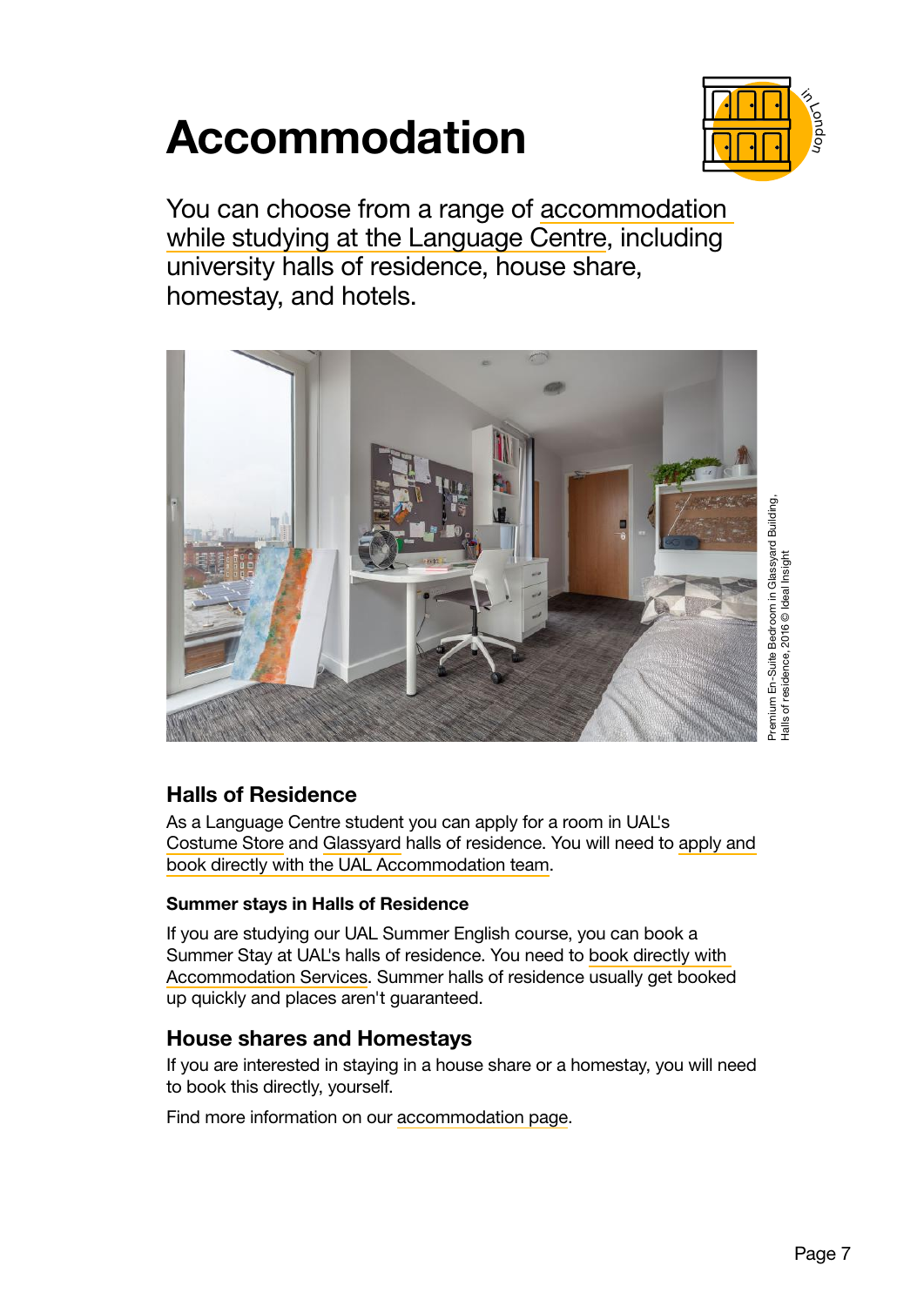# Accommodation

You can choose from a range of accommodation while studying at the Language Centre, including university halls of residence, house share, homestay, and hotels.

Premium En-Suite Bedroom in Glassyard Building, Halls of residence, 2016 © Ideal Insight

## Halls of Residence

As a Language Centre student you can apply for a room in UAL's Costume Store and Glassyard halls of residence. You will need to apply and book directly with the UAL Accommodation team.

### Summer stays in Halls of Residence

If you are studying our UAL Summer English course, you can book a Summer Stay at UAL's halls of residence. You need to book directly with Accommodation Services. Summer halls of residence usually get booked up quickly and places aren't guaranteed.

## House shares and Homestays

If you are interested in staying in a house share or a homestay, you will need to book this directly, yourself.

Find more information on our accommodation page.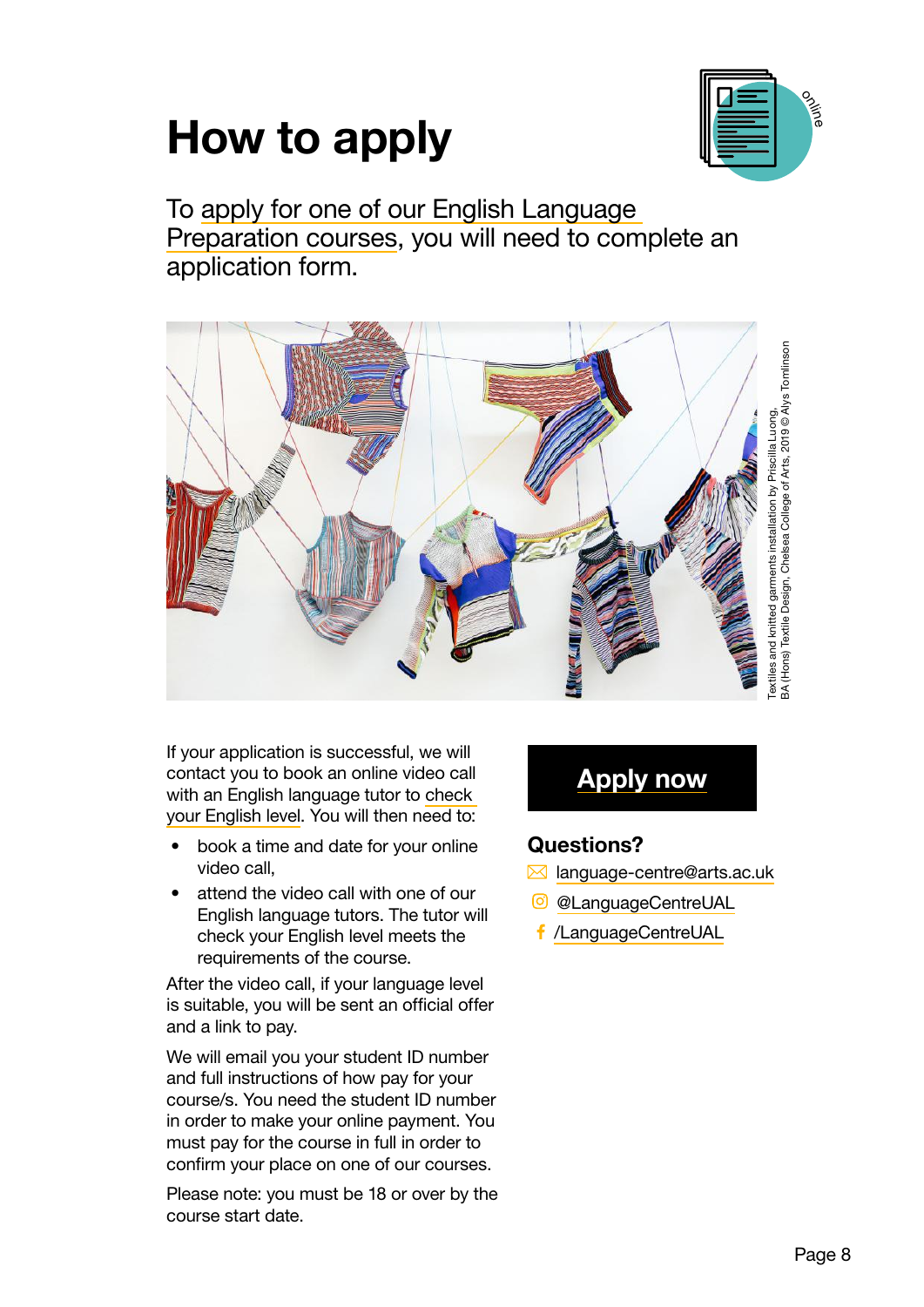# How to apply

To apply for one of our English Language Preparation courses, you will need to complete an application form.

Textiles and knitted garments installation by Priscilla Luong, BA (Hons) Textile Design, Chelsea College of Arts, 2019 © Alys Tomlinson

If your application is successful, we will contact you to book an online video call with an English language tutor to check your English level. You will then need to:

- book a time and date for your online video call,
- attend the video call with one of our English language tutors. The tutor will check your English level meets the requirements of the course.

After the video call, if your language level is suitable, you will be sent an official offer and a link to pay.

We will email you your student ID number and full instructions of how pay for your course/s. You need the student ID number in order to make your online payment. You must pay for the course in full in order to confirm your place on one of our courses.

Please note: you must be 18 or over by the course start date.

**Apply now**

## Questions?

language-centre@arts.ac.uk

@LanguageCentreUAL

/LanguageCentreUAL